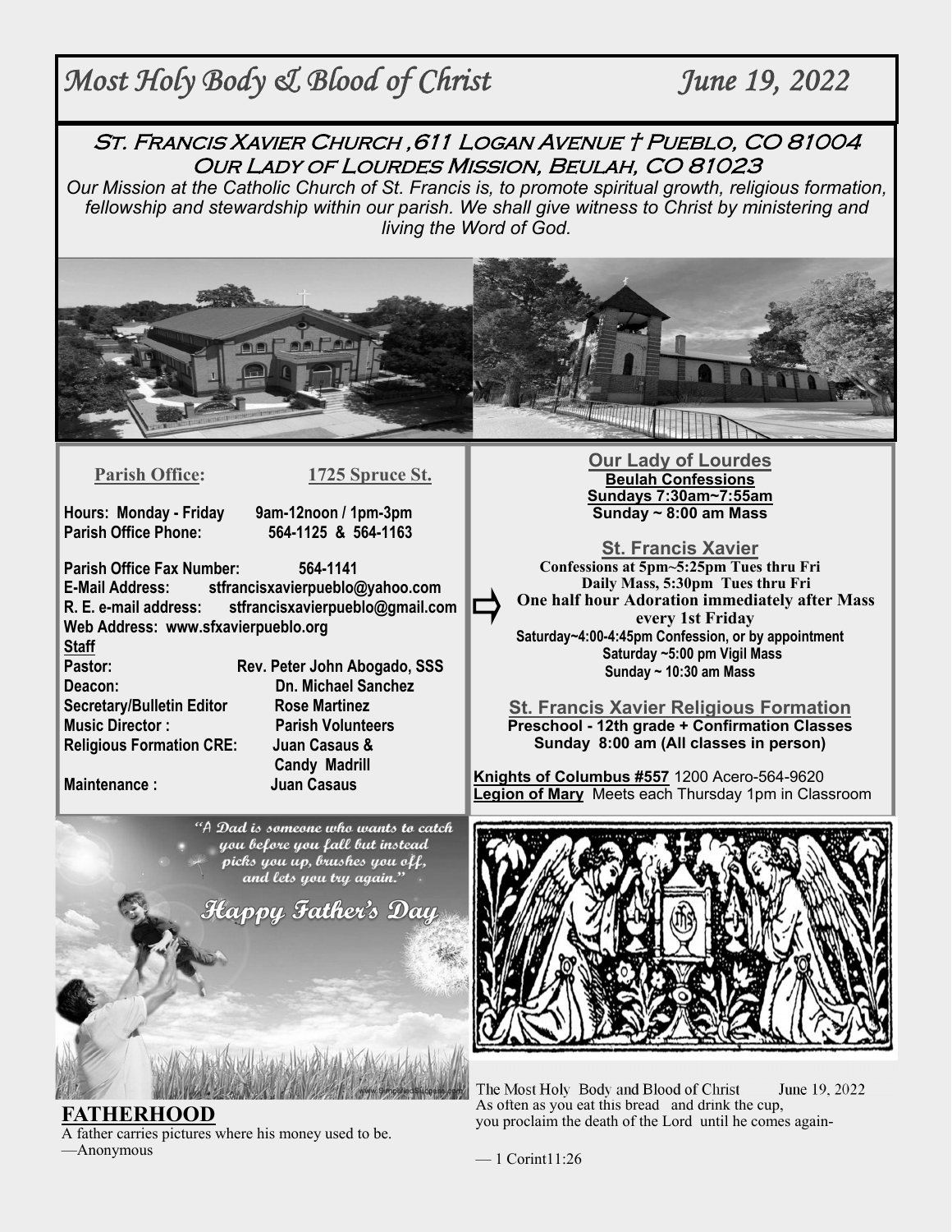# *Most Holy Body & Blood of Christ* *June 19, 2022*

## St. Francis Xavier Church ,611 Logan Avenue † Pueblo, CO 81004
## Our Lady of Lourdes Mission, Beulah, CO 81023

*Our Mission at the Catholic Church of St. Francis is, to promote spiritual growth, religious formation, fellowship and stewardship within our parish. We shall give witness to Christ by ministering and living the Word of God.*

**Parish Office:** **1725 Spruce St.**

**Hours: Monday - Friday 9am-12noon / 1pm-3pm**
**Parish Office Phone: 564-1125 & 564-1163**

**Parish Office Fax Number: 564-1141**
**E-Mail Address: stfrancisxavierpueblo@yahoo.com**
**R. E. e-mail address: stfrancisxavierpueblo@gmail.com**
**Web Address: www.sfxavierpueblo.org**

**Staff**

**Pastor: Rev. Peter John Abogado, SSS**
**Deacon: Dn. Michael Sanchez**
**Secretary/Bulletin Editor Rose Martinez**
**Music Director : Parish Volunteers**
**Religious Formation CRE: Juan Casaus & Candy Madrill**
**Maintenance : Juan Casaus**

**Our Lady of Lourdes**
**Beulah Confessions**
**Sundays 7:30am~7:55am**
**Sunday ~ 8:00 am Mass**

**St. Francis Xavier**
**Confessions at 5pm~5:25pm Tues thru Fri**
**Daily Mass, 5:30pm Tues thru Fri**
**One half hour Adoration immediately after Mass every 1st Friday**
**Saturday~4:00-4:45pm Confession, or by appointment**
**Saturday ~5:00 pm Vigil Mass**
**Sunday ~ 10:30 am Mass**

**St. Francis Xavier Religious Formation**
**Preschool - 12th grade + Confirmation Classes**
**Sunday 8:00 am (All classes in person)**

**Knights of Columbus #557** 1200 Acero-564-9620
**Legion of Mary** Meets each Thursday 1pm in Classroom

*"A Dad is someone who wants to catch you before you fall but instead picks you up, brushes you off, and lets you try again."*

*Happy Father's Day*

## FATHERHOOD

A father carries pictures where his money used to be.
—Anonymous

The Most Holy Body and Blood of Christ June 19, 2022
As often as you eat this bread and drink the cup,
you proclaim the death of the Lord until he comes again-

— 1 Corint11:26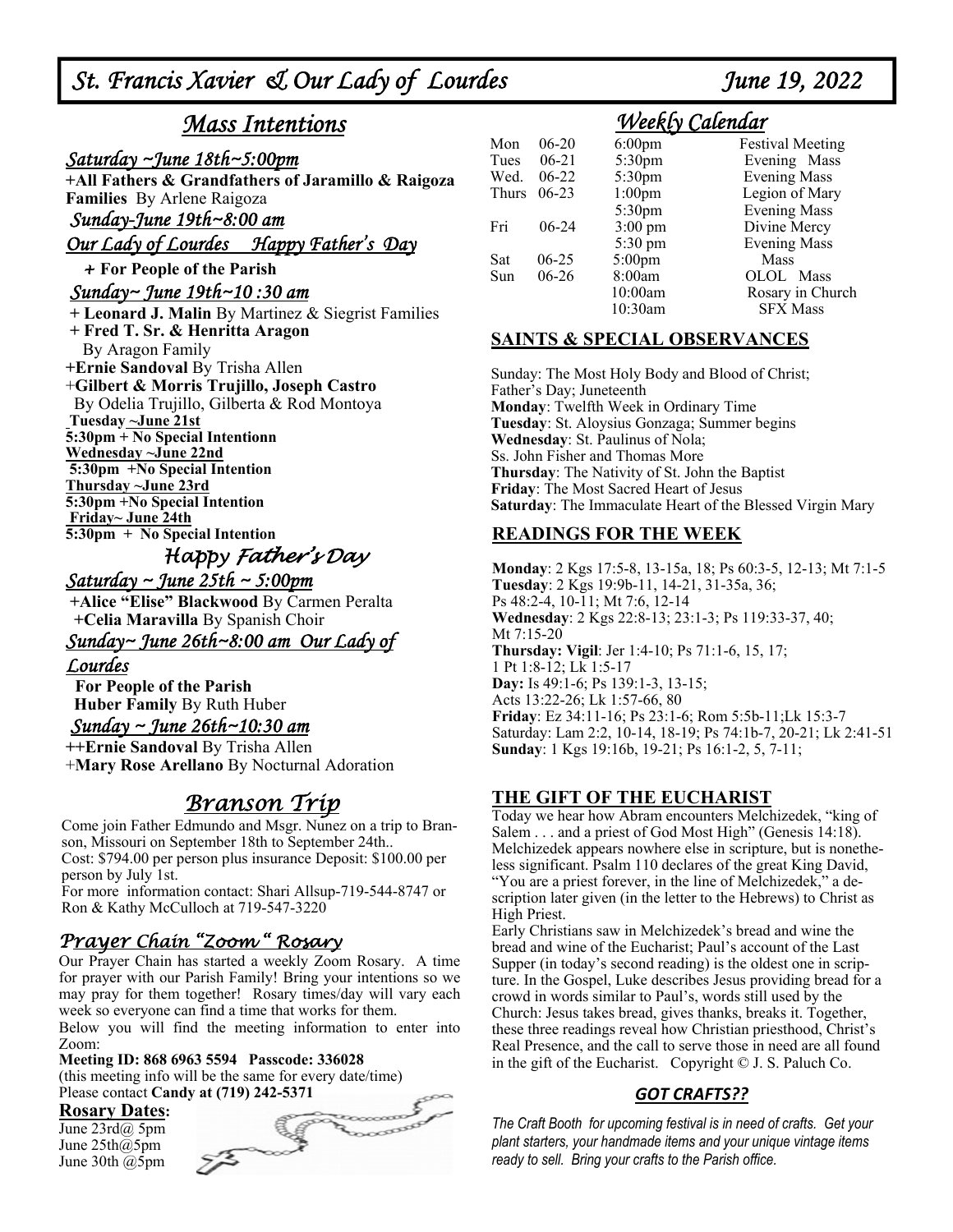# St. Francis Xavier & Our Lady of Lourdes — June 19, 2022

## Mass Intentions

### *Saturday ~June 18th~5:00pm*

**+All Fathers & Grandfathers of Jaramillo & Raigoza Families** By Arlene Raigoza

### *Sunday-June 19th~8:00 am*

### *Our Lady of Lourdes Happy Father's Day*

**+ For People of the Parish**

### *Sunday~ June 19th~10 :30 am*

**+ Leonard J. Malin** By Martinez & Siegrist Families
**+ Fred T. Sr. & Henritta Aragon** By Aragon Family
**+Ernie Sandoval** By Trisha Allen
+**Gilbert & Morris Trujillo, Joseph Castro** By Odelia Trujillo, Gilberta & Rod Montoya

**Tuesday ~June 21st**
**5:30pm + No Special Intentionn**
**Wednesday ~June 22nd**
**5:30pm +No Special Intention**
**Thursday ~June 23rd**
**5:30pm +No Special Intention**
**Friday~ June 24th**
**5:30pm + No Special Intention**

### *Happy Father's Day*

### *Saturday ~ June 25th ~ 5:00pm*

**+Alice "Elise" Blackwood** By Carmen Peralta
**+Celia Maravilla** By Spanish Choir

### *Sunday~ June 26th~8:00 am Our Lady of Lourdes*

**For People of the Parish**
**Huber Family** By Ruth Huber

### *Sunday ~ June 26th~10:30 am*

**++Ernie Sandoval** By Trisha Allen
+**Mary Rose Arellano** By Nocturnal Adoration

## Branson Trip

Come join Father Edmundo and Msgr. Nunez on a trip to Branson, Missouri on September 18th to September 24th..
Cost: $794.00 per person plus insurance Deposit: $100.00 per person by July 1st.
For more information contact: Shari Allsup-719-544-8747 or Ron & Kathy McCulloch at 719-547-3220

## Prayer Chain "Zoom" Rosary

Our Prayer Chain has started a weekly Zoom Rosary. A time for prayer with our Parish Family! Bring your intentions so we may pray for them together! Rosary times/day will vary each week so everyone can find a time that works for them.

Below you will find the meeting information to enter into Zoom:

**Meeting ID: 868 6963 5594 Passcode: 336028**
(this meeting info will be the same for every date/time)
Please contact **Candy at (719) 242-5371**

**Rosary Dates:**
June 23rd@ 5pm
June 25th@5pm
June 30th @5pm

## Weekly Calendar

| | | | |
|---|---|---|---|
| Mon | 06-20 | 6:00pm | Festival Meeting |
| Tues | 06-21 | 5:30pm | Evening Mass |
| Wed. | 06-22 | 5:30pm | Evening Mass |
| Thurs | 06-23 | 1:00pm | Legion of Mary |
| | | 5:30pm | Evening Mass |
| Fri | 06-24 | 3:00 pm | Divine Mercy |
| | | 5:30 pm | Evening Mass |
| Sat | 06-25 | 5:00pm | Mass |
| Sun | 06-26 | 8:00am | OLOL Mass |
| | | 10:00am | Rosary in Church |
| | | 10:30am | SFX Mass |

## SAINTS & SPECIAL OBSERVANCES

Sunday: The Most Holy Body and Blood of Christ; Father's Day; Juneteenth
**Monday**: Twelfth Week in Ordinary Time
**Tuesday**: St. Aloysius Gonzaga; Summer begins
**Wednesday**: St. Paulinus of Nola; Ss. John Fisher and Thomas More
**Thursday**: The Nativity of St. John the Baptist
**Friday**: The Most Sacred Heart of Jesus
**Saturday**: The Immaculate Heart of the Blessed Virgin Mary

## READINGS FOR THE WEEK

**Monday**: 2 Kgs 17:5-8, 13-15a, 18; Ps 60:3-5, 12-13; Mt 7:1-5
**Tuesday**: 2 Kgs 19:9b-11, 14-21, 31-35a, 36; Ps 48:2-4, 10-11; Mt 7:6, 12-14
**Wednesday**: 2 Kgs 22:8-13; 23:1-3; Ps 119:33-37, 40; Mt 7:15-20
**Thursday: Vigil**: Jer 1:4-10; Ps 71:1-6, 15, 17; 1 Pt 1:8-12; Lk 1:5-17
**Day:** Is 49:1-6; Ps 139:1-3, 13-15; Acts 13:22-26; Lk 1:57-66, 80
**Friday**: Ez 34:11-16; Ps 23:1-6; Rom 5:5b-11;Lk 15:3-7
Saturday: Lam 2:2, 10-14, 18-19; Ps 74:1b-7, 20-21; Lk 2:41-51
**Sunday**: 1 Kgs 19:16b, 19-21; Ps 16:1-2, 5, 7-11;

## THE GIFT OF THE EUCHARIST

Today we hear how Abram encounters Melchizedek, "king of Salem . . . and a priest of God Most High" (Genesis 14:18). Melchizedek appears nowhere else in scripture, but is nonetheless significant. Psalm 110 declares of the great King David, "You are a priest forever, in the line of Melchizedek," a description later given (in the letter to the Hebrews) to Christ as High Priest.

Early Christians saw in Melchizedek's bread and wine the bread and wine of the Eucharist; Paul's account of the Last Supper (in today's second reading) is the oldest one in scripture. In the Gospel, Luke describes Jesus providing bread for a crowd in words similar to Paul's, words still used by the Church: Jesus takes bread, gives thanks, breaks it. Together, these three readings reveal how Christian priesthood, Christ's Real Presence, and the call to serve those in need are all found in the gift of the Eucharist. Copyright © J. S. Paluch Co.

## *GOT CRAFTS??*

*The Craft Booth for upcoming festival is in need of crafts. Get your plant starters, your handmade items and your unique vintage items ready to sell. Bring your crafts to the Parish office.*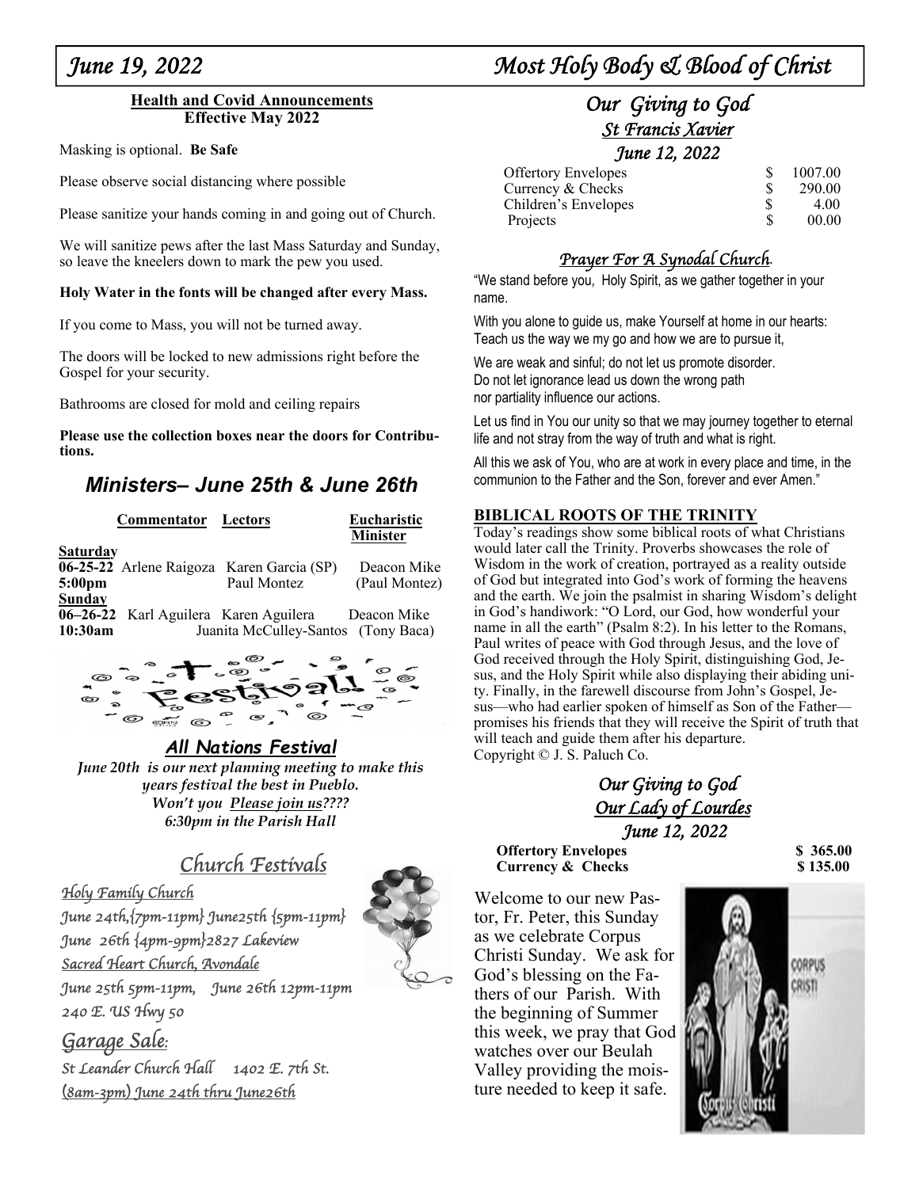# June 19, 2022 — Most Holy Body & Blood of Christ

**Health and Covid Announcements**
**Effective May 2022**

Masking is optional. **Be Safe**

Please observe social distancing where possible

Please sanitize your hands coming in and going out of Church.

We will sanitize pews after the last Mass Saturday and Sunday, so leave the kneelers down to mark the pew you used.

**Holy Water in the fonts will be changed after every Mass.**

If you come to Mass, you will not be turned away.

The doors will be locked to new admissions right before the Gospel for your security.

Bathrooms are closed for mold and ceiling repairs

**Please use the collection boxes near the doors for Contributions.**

## Ministers– June 25th & June 26th

| | Commentator | Lectors | Eucharistic Minister |
|---|---|---|---|
| **Saturday** | | | |
| **06-25-22 5:00pm** | Arlene Raigoza | Karen Garcia (SP) Paul Montez | Deacon Mike (Paul Montez) |
| **Sunday** | | | |
| **06–26-22 10:30am** | Karl Aguilera | Karen Aguilera Juanita McCulley-Santos | Deacon Mike (Tony Baca) |

Festival!

### *All Nations Festival*

*June 20th is our next planning meeting to make this years festival the best in Pueblo.*
*Won't you Please join us????*
*6:30pm in the Parish Hall*

## *Church Festivals*

*Holy Family Church*
*June 24th,{7pm-11pm} June25th {5pm-11pm}*
*June 26th {4pm-9pm}2827 Lakeview*

*Sacred Heart Church, Avondale*
*June 25th 5pm-11pm, June 26th 12pm-11pm*
*240 E. US Hwy 50*

## *Garage Sale:*

*St Leander Church Hall 1402 E. 7th St.*
*(8am-3pm) June 24th thru June26th*

## *Our Giving to God*
### *St Francis Xavier*
### *June 12, 2022*

| | | |
|---|---|---|
| Offertory Envelopes | $ | 1007.00 |
| Currency & Checks | $ | 290.00 |
| Children's Envelopes | $ | 4.00 |
| Projects | $ | 00.00 |

### *Prayer For A Synodal Church.*

"We stand before you, Holy Spirit, as we gather together in your name.

With you alone to guide us, make Yourself at home in our hearts: Teach us the way we my go and how we are to pursue it,

We are weak and sinful; do not let us promote disorder.
Do not let ignorance lead us down the wrong path
nor partiality influence our actions.

Let us find in You our unity so that we may journey together to eternal life and not stray from the way of truth and what is right.

All this we ask of You, who are at work in every place and time, in the communion to the Father and the Son, forever and ever Amen."

**BIBLICAL ROOTS OF THE TRINITY**

Today's readings show some biblical roots of what Christians would later call the Trinity. Proverbs showcases the role of Wisdom in the work of creation, portrayed as a reality outside of God but integrated into God's work of forming the heavens and the earth. We join the psalmist in sharing Wisdom's delight in God's handiwork: "O Lord, our God, how wonderful your name in all the earth" (Psalm 8:2). In his letter to the Romans, Paul writes of peace with God through Jesus, and the love of God received through the Holy Spirit, distinguishing God, Jesus, and the Holy Spirit while also displaying their abiding unity. Finally, in the farewell discourse from John's Gospel, Jesus—who had earlier spoken of himself as Son of the Father—promises his friends that they will receive the Spirit of truth that will teach and guide them after his departure.
Copyright © J. S. Paluch Co.

## *Our Giving to God*
### *Our Lady of Lourdes*
### *June 12, 2022*

| | |
|---|---|
| **Offertory Envelopes** | **$ 365.00** |
| **Currency & Checks** | **$ 135.00** |

Welcome to our new Pastor, Fr. Peter, this Sunday as we celebrate Corpus Christi Sunday. We ask for God's blessing on the Fathers of our Parish. With the beginning of Summer this week, we pray that God watches over our Beulah Valley providing the moisture needed to keep it safe.